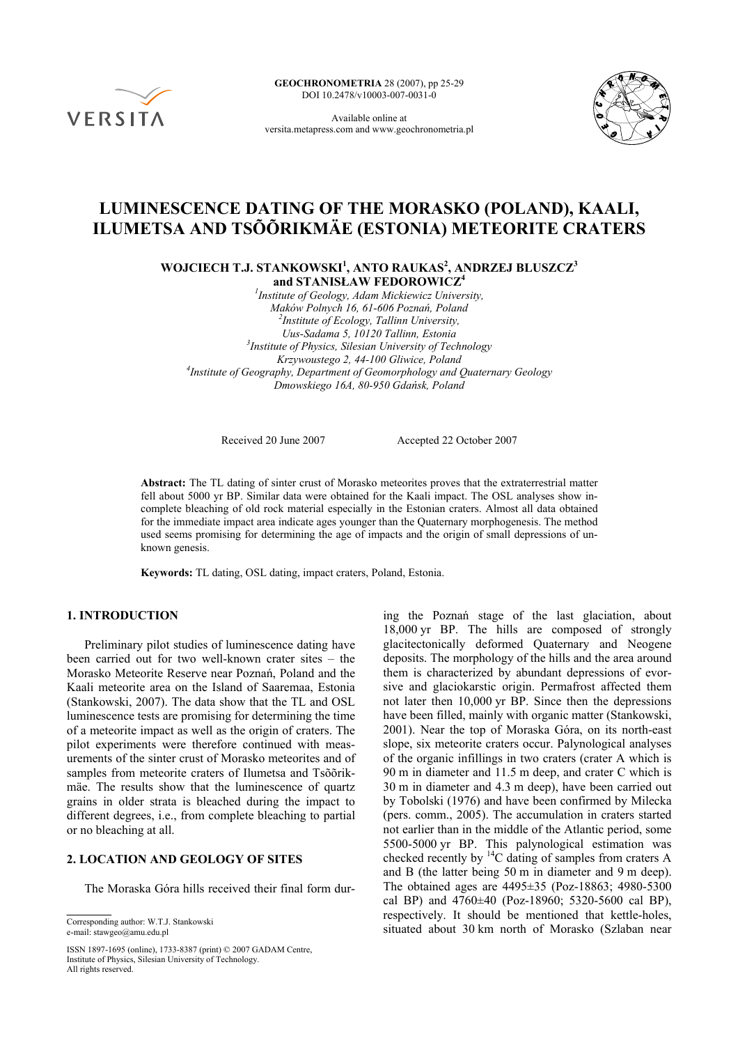# LUMINESCENCE DATING OF THE MORASKO (POLAND), KAALI, ILUMETSA AND TSÕÕRIKMÄE (ESTONIA) METEORITE CRATERS

**WOJCIECH T.J. STANKOWSKI[1], ANTO RAUKAS[2], ANDRZEJ BLUSZCZ[3] and STANISŁAW FEDOROWICZ[4]**

[1]*Institute of Geology, Adam Mickiewicz University, Maków Polnych 16, 61-606 Poznań, Poland*
[2]*Institute of Ecology, Tallinn University, Uus-Sadama 5, 10120 Tallinn, Estonia*
[3]*Institute of Physics, Silesian University of Technology Krzywoustego 2, 44-100 Gliwice, Poland*
[4]*Institute of Geography, Department of Geomorphology and Quaternary Geology Dmowskiego 16A, 80-950 Gdańsk, Poland*

Received 20 June 2007 Accepted 22 October 2007

**Abstract:** The TL dating of sinter crust of Morasko meteorites proves that the extraterrestrial matter fell about 5000 yr BP. Similar data were obtained for the Kaali impact. The OSL analyses show incomplete bleaching of old rock material especially in the Estonian craters. Almost all data obtained for the immediate impact area indicate ages younger than the Quaternary morphogenesis. The method used seems promising for determining the age of impacts and the origin of small depressions of unknown genesis.

**Keywords:** TL dating, OSL dating, impact craters, Poland, Estonia.

## 1. INTRODUCTION

Preliminary pilot studies of luminescence dating have been carried out for two well-known crater sites – the Morasko Meteorite Reserve near Poznań, Poland and the Kaali meteorite area on the Island of Saaremaa, Estonia (Stankowski, 2007). The data show that the TL and OSL luminescence tests are promising for determining the time of a meteorite impact as well as the origin of craters. The pilot experiments were therefore continued with measurements of the sinter crust of Morasko meteorites and of samples from meteorite craters of Ilumetsa and Tsõõrikmäe. The results show that the luminescence of quartz grains in older strata is bleached during the impact to different degrees, i.e., from complete bleaching to partial or no bleaching at all.

## 2. LOCATION AND GEOLOGY OF SITES

The Moraska Góra hills received their final form during the Poznań stage of the last glaciation, about 18,000 yr BP. The hills are composed of strongly glacitectonically deformed Quaternary and Neogene deposits. The morphology of the hills and the area around them is characterized by abundant depressions of evorsive and glaciokarstic origin. Permafrost affected them not later then 10,000 yr BP. Since then the depressions have been filled, mainly with organic matter (Stankowski, 2001). Near the top of Moraska Góra, on its north-east slope, six meteorite craters occur. Palynological analyses of the organic infillings in two craters (crater A which is 90 m in diameter and 11.5 m deep, and crater C which is 30 m in diameter and 4.3 m deep), have been carried out by Tobolski (1976) and have been confirmed by Milecka (pers. comm., 2005). The accumulation in craters started not earlier than in the middle of the Atlantic period, some 5500-5000 yr BP. This palynological estimation was checked recently by $^{14}C$ dating of samples from craters A and B (the latter being 50 m in diameter and 9 m deep). The obtained ages are 4495±35 (Poz-18863; 4980-5300 cal BP) and 4760±40 (Poz-18960; 5320-5600 cal BP), respectively. It should be mentioned that kettle-holes, situated about 30 km north of Morasko (Szlaban near

Corresponding author: W.T.J. Stankowski
e-mail: stawgeo@amu.edu.pl

ISSN 1897-1695 (online), 1733-8387 (print) © 2007 GADAM Centre, Institute of Physics, Silesian University of Technology. All rights reserved.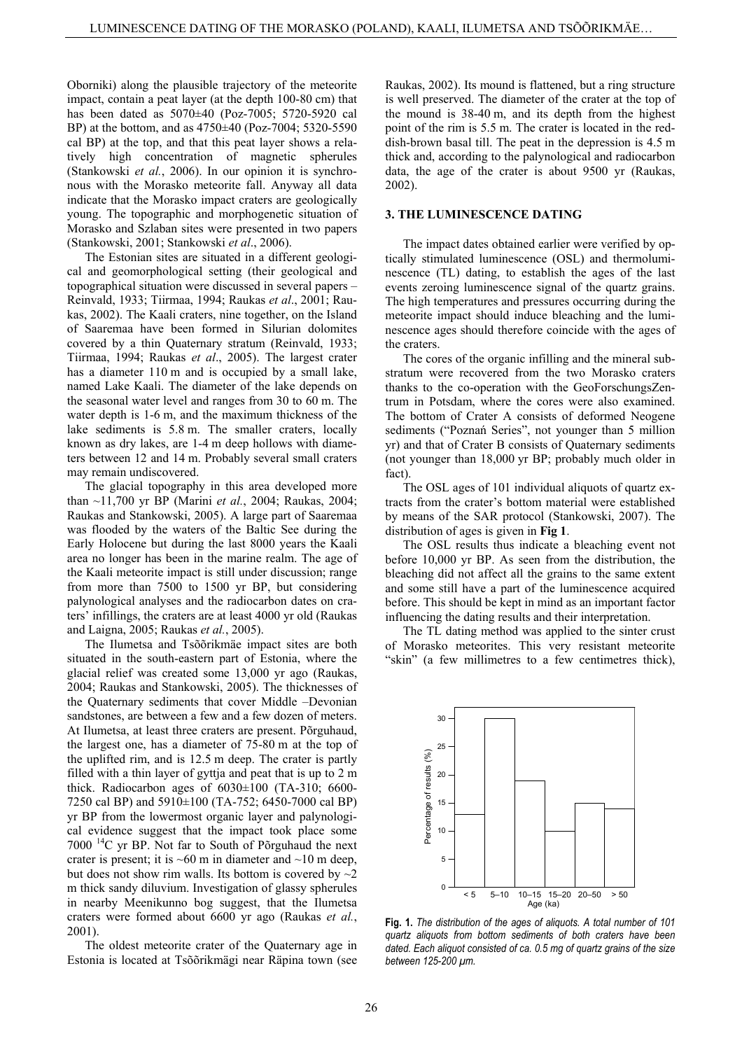Oborniki) along the plausible trajectory of the meteorite impact, contain a peat layer (at the depth 100-80 cm) that has been dated as 5070±40 (Poz-7005; 5720-5920 cal BP) at the bottom, and as 4750±40 (Poz-7004; 5320-5590 cal BP) at the top, and that this peat layer shows a relatively high concentration of magnetic spherules (Stankowski *et al.*, 2006). In our opinion it is synchronous with the Morasko meteorite fall. Anyway all data indicate that the Morasko impact craters are geologically young. The topographic and morphogenetic situation of Morasko and Szlaban sites were presented in two papers (Stankowski, 2001; Stankowski *et al*., 2006).

The Estonian sites are situated in a different geological and geomorphological setting (their geological and topographical situation were discussed in several papers – Reinvald, 1933; Tiirmaa, 1994; Raukas *et al*., 2001; Raukas, 2002). The Kaali craters, nine together, on the Island of Saaremaa have been formed in Silurian dolomites covered by a thin Quaternary stratum (Reinvald, 1933; Tiirmaa, 1994; Raukas *et al*., 2005). The largest crater has a diameter 110 m and is occupied by a small lake, named Lake Kaali. The diameter of the lake depends on the seasonal water level and ranges from 30 to 60 m. The water depth is 1-6 m, and the maximum thickness of the lake sediments is 5.8 m. The smaller craters, locally known as dry lakes, are 1-4 m deep hollows with diameters between 12 and 14 m. Probably several small craters may remain undiscovered.

The glacial topography in this area developed more than ~11,700 yr BP (Marini *et al.*, 2004; Raukas, 2004; Raukas and Stankowski, 2005). A large part of Saaremaa was flooded by the waters of the Baltic See during the Early Holocene but during the last 8000 years the Kaali area no longer has been in the marine realm. The age of the Kaali meteorite impact is still under discussion; range from more than 7500 to 1500 yr BP, but considering palynological analyses and the radiocarbon dates on craters' infillings, the craters are at least 4000 yr old (Raukas and Laigna, 2005; Raukas *et al.*, 2005).

The Ilumetsa and Tsõõrikmäe impact sites are both situated in the south-eastern part of Estonia, where the glacial relief was created some 13,000 yr ago (Raukas, 2004; Raukas and Stankowski, 2005). The thicknesses of the Quaternary sediments that cover Middle –Devonian sandstones, are between a few and a few dozen of meters. At Ilumetsa, at least three craters are present. Põrguhaud, the largest one, has a diameter of 75-80 m at the top of the uplifted rim, and is 12.5 m deep. The crater is partly filled with a thin layer of gyttja and peat that is up to 2 m thick. Radiocarbon ages of 6030±100 (TA-310; 6600-7250 cal BP) and 5910±100 (TA-752; 6450-7000 cal BP) yr BP from the lowermost organic layer and palynological evidence suggest that the impact took place some 7000 $^{14}$C yr BP. Not far to South of Põrguhaud the next crater is present; it is ~60 m in diameter and ~10 m deep, but does not show rim walls. Its bottom is covered by ~2 m thick sandy diluvium. Investigation of glassy spherules in nearby Meenikunno bog suggest, that the Ilumetsa craters were formed about 6600 yr ago (Raukas *et al.*, 2001).

The oldest meteorite crater of the Quaternary age in Estonia is located at Tsõõrikmägi near Räpina town (see Raukas, 2002). Its mound is flattened, but a ring structure is well preserved. The diameter of the crater at the top of the mound is 38-40 m, and its depth from the highest point of the rim is 5.5 m. The crater is located in the reddish-brown basal till. The peat in the depression is 4.5 m thick and, according to the palynological and radiocarbon data, the age of the crater is about 9500 yr (Raukas, 2002).

## 3. THE LUMINESCENCE DATING

The impact dates obtained earlier were verified by optically stimulated luminescence (OSL) and thermoluminescence (TL) dating, to establish the ages of the last events zeroing luminescence signal of the quartz grains. The high temperatures and pressures occurring during the meteorite impact should induce bleaching and the luminescence ages should therefore coincide with the ages of the craters.

The cores of the organic infilling and the mineral substratum were recovered from the two Morasko craters thanks to the co-operation with the GeoForschungsZentrum in Potsdam, where the cores were also examined. The bottom of Crater A consists of deformed Neogene sediments ("Poznań Series", not younger than 5 million yr) and that of Crater B consists of Quaternary sediments (not younger than 18,000 yr BP; probably much older in fact).

The OSL ages of 101 individual aliquots of quartz extracts from the crater's bottom material were established by means of the SAR protocol (Stankowski, 2007). The distribution of ages is given in **Fig 1**.

The OSL results thus indicate a bleaching event not before 10,000 yr BP. As seen from the distribution, the bleaching did not affect all the grains to the same extent and some still have a part of the luminescence acquired before. This should be kept in mind as an important factor influencing the dating results and their interpretation.

The TL dating method was applied to the sinter crust of Morasko meteorites. This very resistant meteorite "skin" (a few millimetres to a few centimetres thick),

**Fig. 1.** *The distribution of the ages of aliquots. A total number of 101 quartz aliquots from bottom sediments of both craters have been dated. Each aliquot consisted of ca. 0.5 mg of quartz grains of the size between 125-200 µm.*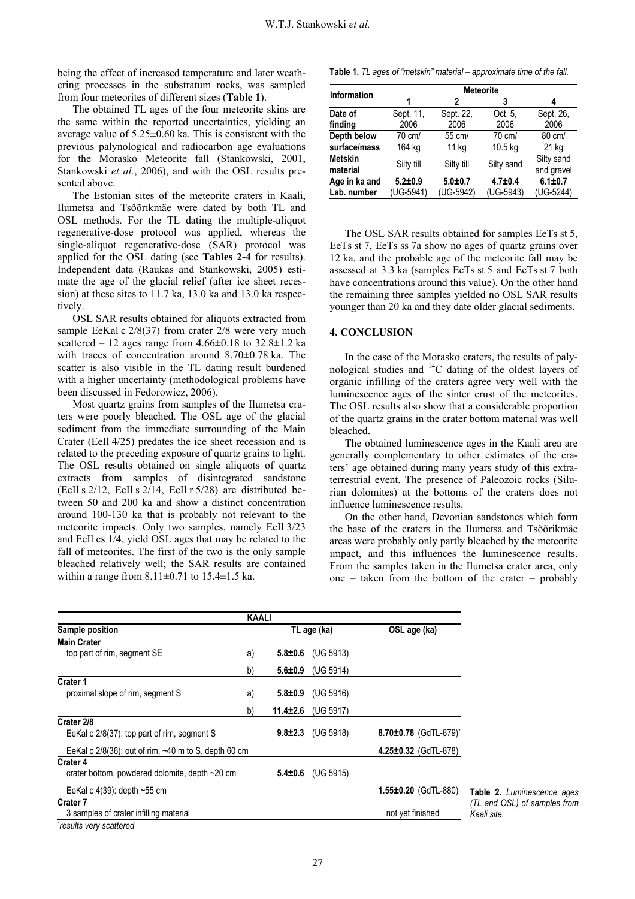being the effect of increased temperature and later weathering processes in the substratum rocks, was sampled from four meteorites of different sizes (**Table 1**).

The obtained TL ages of the four meteorite skins are the same within the reported uncertainties, yielding an average value of 5.25±0.60 ka. This is consistent with the previous palynological and radiocarbon age evaluations for the Morasko Meteorite fall (Stankowski, 2001, Stankowski *et al.*, 2006), and with the OSL results presented above.

The Estonian sites of the meteorite craters in Kaali, Ilumetsa and Tsõõrikmäe were dated by both TL and OSL methods. For the TL dating the multiple-aliquot regenerative-dose protocol was applied, whereas the single-aliquot regenerative-dose (SAR) protocol was applied for the OSL dating (see **Tables 2-4** for results). Independent data (Raukas and Stankowski, 2005) estimate the age of the glacial relief (after ice sheet recession) at these sites to 11.7 ka, 13.0 ka and 13.0 ka respectively.

OSL SAR results obtained for aliquots extracted from sample EeKal c 2/8(37) from crater 2/8 were very much scattered – 12 ages range from 4.66±0.18 to 32.8±1.2 ka with traces of concentration around 8.70±0.78 ka. The scatter is also visible in the TL dating result burdened with a higher uncertainty (methodological problems have been discussed in Fedorowicz, 2006).

Most quartz grains from samples of the Ilumetsa craters were poorly bleached. The OSL age of the glacial sediment from the immediate surrounding of the Main Crater (EeIl 4/25) predates the ice sheet recession and is related to the preceding exposure of quartz grains to light. The OSL results obtained on single aliquots of quartz extracts from samples of disintegrated sandstone (EeIl s 2/12, EeIl s 2/14, EeIl r 5/28) are distributed between 50 and 200 ka and show a distinct concentration around 100-130 ka that is probably not relevant to the meteorite impacts. Only two samples, namely EeIl 3/23 and EeIl cs 1/4, yield OSL ages that may be related to the fall of meteorites. The first of the two is the only sample bleached relatively well; the SAR results are contained within a range from 8.11±0.71 to 15.4±1.5 ka.

**Table 1.** *TL ages of "metskin" material – approximate time of the fall.*

| Information | Meteorite | | | |
|---|---|---|---|---|
| | 1 | 2 | 3 | 4 |
| **Date of finding** | Sept. 11, 2006 | Sept. 22, 2006 | Oct. 5, 2006 | Sept. 26, 2006 |
| **Depth below surface/mass** | 70 cm/ 164 kg | 55 cm/ 11 kg | 70 cm/ 10.5 kg | 80 cm/ 21 kg |
| **Metskin material** | Silty till | Silty till | Silty sand | Silty sand and gravel |
| **Age in ka and Lab. number** | **5.2±0.9** (UG-5941) | **5.0±0.7** (UG-5942) | **4.7±0.4** (UG-5943) | **6.1±0.7** (UG-5244) |

The OSL SAR results obtained for samples EeTs st 5, EeTs st 7, EeTs ss 7a show no ages of quartz grains over 12 ka, and the probable age of the meteorite fall may be assessed at 3.3 ka (samples EeTs st 5 and EeTs st 7 both have concentrations around this value). On the other hand the remaining three samples yielded no OSL SAR results younger than 20 ka and they date older glacial sediments.

## 4. CONCLUSION

In the case of the Morasko craters, the results of palynological studies and $^{14}C$ dating of the oldest layers of organic infilling of the craters agree very well with the luminescence ages of the sinter crust of the meteorites. The OSL results also show that a considerable proportion of the quartz grains in the crater bottom material was well bleached.

The obtained luminescence ages in the Kaali area are generally complementary to other estimates of the craters' age obtained during many years study of this extraterrestrial event. The presence of Paleozoic rocks (Silurian dolomites) at the bottoms of the craters does not influence luminescence results.

On the other hand, Devonian sandstones which form the base of the craters in the Ilumetsa and Tsõõrikmäe areas were probably only partly bleached by the meteorite impact, and this influences the luminescence results. From the samples taken in the Ilumetsa crater area, only one – taken from the bottom of the crater – probably

| KAALI | | | |
|---|---|---|---|
| **Sample position** | | **TL age (ka)** | **OSL age (ka)** |
| **Main Crater** | | | |
| top part of rim, segment SE | a) | **5.8±0.6** (UG 5913) | |
| | b) | **5.6±0.9** (UG 5914) | |
| **Crater 1** | | | |
| proximal slope of rim, segment S | a) | **5.8±0.9** (UG 5916) | |
| | b) | **11.4±2.6** (UG 5917) | |
| **Crater 2/8** | | | |
| EeKal c 2/8(37): top part of rim, segment S | | **9.8±2.3** (UG 5918) | **8.70±0.78** (GdTL-879)* |
| EeKal c 2/8(36): out of rim, ~40 m to S, depth 60 cm | | | **4.25±0.32** (GdTL-878) |
| **Crater 4** | | | |
| crater bottom, powdered dolomite, depth ~20 cm | | **5.4±0.6** (UG 5915) | |
| EeKal c 4(39): depth ~55 cm | | | **1.55±0.20** (GdTL-880) |
| **Crater 7** | | | |
| 3 samples of crater infilling material | | | not yet finished |

*results very scattered

**Table 2.** *Luminescence ages (TL and OSL) of samples from Kaali site.*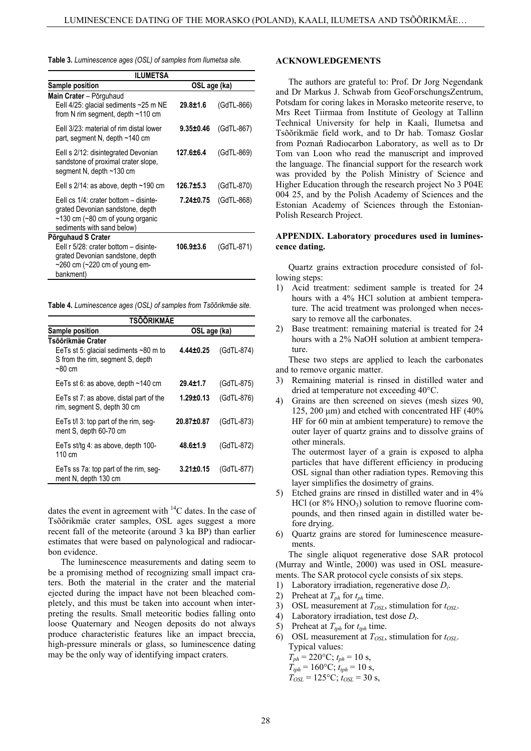**Table 3.** *Luminescence ages (OSL) of samples from Ilumetsa site.*

| ILUMETSA | | |
|---|---|---|
| **Sample position** | **OSL age (ka)** | |
| **Main Crater** – Põrguhaud | | |
| EeIl 4/25: glacial sediments ~25 m NE from N rim segment, depth ~110 cm | **29.8±1.6** | (GdTL-866) |
| EeIl 3/23: material of rim distal lower part, segment N, depth ~140 cm | **9.35±0.46** | (GdTL-867) |
| EeIl s 2/12: disintegrated Devonian sandstone of proximal crater slope, segment N, depth ~130 cm | **127.6±6.4** | (GdTL-869) |
| EeIl s 2/14: as above, depth ~190 cm | **126.7±5.3** | (GdTL-870) |
| EeIl cs 1/4: crater bottom – disintegrated Devonian sandstone, depth ~130 cm (~80 cm of young organic sediments with sand below) | **7.24±0.75** | (GdTL-868) |
| **Põrguhaud S Crater** | | |
| EeIl r 5/28: crater bottom – disintegrated Devonian sandstone, depth ~260 cm (~220 cm of young embankment) | **106.9±3.6** | (GdTL-871) |

**Table 4.** *Luminescence ages (OSL) of samples from Tsõõrikmäe site.*

| TSÕÕRIKMÄE | | |
|---|---|---|
| **Sample position** | **OSL age (ka)** | |
| **Tsõõrikmäe Crater** | | |
| EeTs st 5: glacial sediments ~80 m to S from the rim, segment S, depth ~80 cm | **4.44±0.25** | (GdTL-874) |
| EeTs st 6: as above, depth ~140 cm | **29.4±1.7** | (GdTL-875) |
| EeTs st 7: as above, distal part of the rim, segment S, depth 30 cm | **1.29±0.13** | (GdTL-876) |
| EeTs t/l 3: top part of the rim, segment S, depth 60-70 cm | **20.87±0.87** | (GdTL-873) |
| EeTs st/tg 4: as above, depth 100-110 cm | **48.6±1.9** | (GdTL-872) |
| EeTs ss 7a: top part of the rim, segment N, depth 130 cm | **3.21±0.15** | (GdTL-877) |

dates the event in agreement with $^{14}$C dates. In the case of Tsõõrikmäe crater samples, OSL ages suggest a more recent fall of the meteorite (around 3 ka BP) than earlier estimates that were based on palynological and radiocarbon evidence.

The luminescence measurements and dating seem to be a promising method of recognizing small impact craters. Both the material in the crater and the material ejected during the impact have not been bleached completely, and this must be taken into account when interpreting the results. Small meteoritic bodies falling onto loose Quaternary and Neogen deposits do not always produce characteristic features like an impact breccia, high-pressure minerals or glass, so luminescence dating may be the only way of identifying impact craters.

## ACKNOWLEDGEMENTS

The authors are grateful to: Prof. Dr Jorg Negendank and Dr Markus J. Schwab from GeoForschungsZentrum, Potsdam for coring lakes in Morasko meteorite reserve, to Mrs Reet Tiirmaa from Institute of Geology at Tallinn Technical University for help in Kaali, Ilumetsa and Tsõõrikmäe field work, and to Dr hab. Tomasz Goslar from Poznań Radiocarbon Laboratory, as well as to Dr Tom van Loon who read the manuscript and improved the language. The financial support for the research work was provided by the Polish Ministry of Science and Higher Education through the research project No 3 P04E 004 25, and by the Polish Academy of Sciences and the Estonian Academy of Sciences through the Estonian-Polish Research Project.

## APPENDIX. Laboratory procedures used in luminescence dating.

Quartz grains extraction procedure consisted of following steps:

1) Acid treatment: sediment sample is treated for 24 hours with a 4% HCl solution at ambient temperature. The acid treatment was prolonged when necessary to remove all the carbonates.
2) Base treatment: remaining material is treated for 24 hours with a 2% NaOH solution at ambient temperature.

These two steps are applied to leach the carbonates and to remove organic matter.

3) Remaining material is rinsed in distilled water and dried at temperature not exceeding 40°C.
4) Grains are then screened on sieves (mesh sizes 90, 125, 200 μm) and etched with concentrated HF (40% HF for 60 min at ambient temperature) to remove the outer layer of quartz grains and to dissolve grains of other minerals.
   The outermost layer of a grain is exposed to alpha particles that have different efficiency in producing OSL signal than other radiation types. Removing this layer simplifies the dosimetry of grains.
5) Etched grains are rinsed in distilled water and in 4% HCl (or 8% $HNO_3$) solution to remove fluorine compounds, and then rinsed again in distilled water before drying.
6) Quartz grains are stored for luminescence measurements.

The single aliquot regenerative dose SAR protocol (Murray and Wintle, 2000) was used in OSL measurements. The SAR protocol cycle consists of six steps.

1) Laboratory irradiation, regenerative dose $D_i$.
2) Preheat at $T_{ph}$ for $t_{ph}$ time.
3) OSL measurement at $T_{OSL}$, stimulation for $t_{OSL}$.
4) Laboratory irradiation, test dose $D_t$.
5) Preheat at $T_{tph}$ for $t_{tph}$ time.
6) OSL measurement at $T_{OSL}$, stimulation for $t_{OSL}$.

Typical values:
$T_{ph}$ = 220°C; $t_{ph}$ = 10 s,
$T_{tph}$ = 160°C; $t_{tph}$ = 10 s,
$T_{OSL}$ = 125°C; $t_{OSL}$ = 30 s,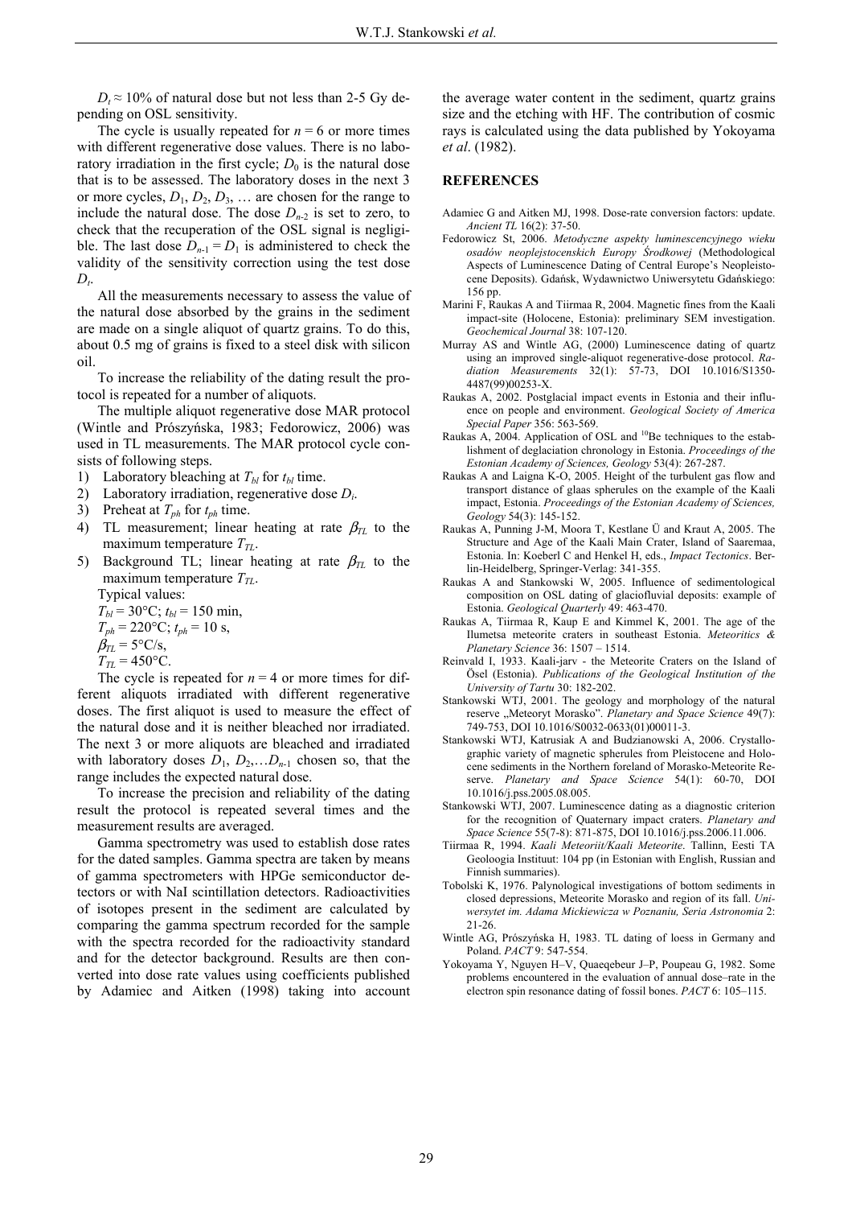$D_t \approx 10\%$ of natural dose but not less than 2-5 Gy depending on OSL sensitivity.

The cycle is usually repeated for $n = 6$ or more times with different regenerative dose values. There is no laboratory irradiation in the first cycle; $D_0$ is the natural dose that is to be assessed. The laboratory doses in the next 3 or more cycles, $D_1$, $D_2$, $D_3$, … are chosen for the range to include the natural dose. The dose $D_{n-2}$ is set to zero, to check that the recuperation of the OSL signal is negligible. The last dose $D_{n-1} = D_1$ is administered to check the validity of the sensitivity correction using the test dose $D_t$.

All the measurements necessary to assess the value of the natural dose absorbed by the grains in the sediment are made on a single aliquot of quartz grains. To do this, about 0.5 mg of grains is fixed to a steel disk with silicon oil.

To increase the reliability of the dating result the protocol is repeated for a number of aliquots.

The multiple aliquot regenerative dose MAR protocol (Wintle and Prószyńska, 1983; Fedorowicz, 2006) was used in TL measurements. The MAR protocol cycle consists of following steps.

1) Laboratory bleaching at $T_{bl}$ for $t_{bl}$ time.
2) Laboratory irradiation, regenerative dose $D_i$.
3) Preheat at $T_{ph}$ for $t_{ph}$ time.
4) TL measurement; linear heating at rate $\beta_{TL}$ to the maximum temperature $T_{TL}$.
5) Background TL; linear heating at rate $\beta_{TL}$ to the maximum temperature $T_{TL}$.

Typical values:
$T_{bl} = 30°C$; $t_{bl} = 150$ min,
$T_{ph} = 220°C$; $t_{ph} = 10$ s,
$\beta_{TL} = 5°C/s$,
$T_{TL} = 450°C$.

The cycle is repeated for $n = 4$ or more times for different aliquots irradiated with different regenerative doses. The first aliquot is used to measure the effect of the natural dose and it is neither bleached nor irradiated. The next 3 or more aliquots are bleached and irradiated with laboratory doses $D_1$, $D_2$,…$D_{n-1}$ chosen so, that the range includes the expected natural dose.

To increase the precision and reliability of the dating result the protocol is repeated several times and the measurement results are averaged.

Gamma spectrometry was used to establish dose rates for the dated samples. Gamma spectra are taken by means of gamma spectrometers with HPGe semiconductor detectors or with NaI scintillation detectors. Radioactivities of isotopes present in the sediment are calculated by comparing the gamma spectrum recorded for the sample with the spectra recorded for the radioactivity standard and for the detector background. Results are then converted into dose rate values using coefficients published by Adamiec and Aitken (1998) taking into account the average water content in the sediment, quartz grains size and the etching with HF. The contribution of cosmic rays is calculated using the data published by Yokoyama *et al*. (1982).

## REFERENCES

Adamiec G and Aitken MJ, 1998. Dose-rate conversion factors: update. *Ancient TL* 16(2): 37-50.

Fedorowicz St, 2006. *Metodyczne aspekty luminescencyjnego wieku osadów neoplejstocenskich Europy Środkowej* (Methodological Aspects of Luminescence Dating of Central Europe's Neopleistocene Deposits). Gdańsk, Wydawnictwo Uniwersytetu Gdańskiego: 156 pp.

Marini F, Raukas A and Tiirmaa R, 2004. Magnetic fines from the Kaali impact-site (Holocene, Estonia): preliminary SEM investigation. *Geochemical Journal* 38: 107-120.

Murray AS and Wintle AG, (2000) Luminescence dating of quartz using an improved single-aliquot regenerative-dose protocol. *Radiation Measurements* 32(1): 57-73, DOI 10.1016/S1350-4487(99)00253-X.

Raukas A, 2002. Postglacial impact events in Estonia and their influence on people and environment. *Geological Society of America Special Paper* 356: 563-569.

Raukas A, 2004. Application of OSL and $^{10}Be$ techniques to the establishment of deglaciation chronology in Estonia. *Proceedings of the Estonian Academy of Sciences, Geology* 53(4): 267-287.

Raukas A and Laigna K-O, 2005. Height of the turbulent gas flow and transport distance of glaas spherules on the example of the Kaali impact, Estonia. *Proceedings of the Estonian Academy of Sciences, Geology* 54(3): 145-152.

Raukas A, Punning J-M, Moora T, Kestlane Ü and Kraut A, 2005. The Structure and Age of the Kaali Main Crater, Island of Saaremaa, Estonia. In: Koeberl C and Henkel H, eds., *Impact Tectonics*. Berlin-Heidelberg, Springer-Verlag: 341-355.

Raukas A and Stankowski W, 2005. Influence of sedimentological composition on OSL dating of glaciofluvial deposits: example of Estonia. *Geological Quarterly* 49: 463-470.

Raukas A, Tiirmaa R, Kaup E and Kimmel K, 2001. The age of the Ilumetsa meteorite craters in southeast Estonia. *Meteoritics & Planetary Science* 36: 1507 – 1514.

Reinvald I, 1933. Kaali-jarv - the Meteorite Craters on the Island of Ösel (Estonia). *Publications of the Geological Institution of the University of Tartu* 30: 182-202.

Stankowski WTJ, 2001. The geology and morphology of the natural reserve „Meteoryt Morasko". *Planetary and Space Science* 49(7): 749-753, DOI 10.1016/S0032-0633(01)00011-3.

Stankowski WTJ, Katrusiak A and Budzianowski A, 2006. Crystallographic variety of magnetic spherules from Pleistocene and Holocene sediments in the Northern foreland of Morasko-Meteorite Reserve. *Planetary and Space Science* 54(1): 60-70, DOI 10.1016/j.pss.2005.08.005.

Stankowski WTJ, 2007. Luminescence dating as a diagnostic criterion for the recognition of Quaternary impact craters. *Planetary and Space Science* 55(7-8): 871-875, DOI 10.1016/j.pss.2006.11.006.

Tiirmaa R, 1994. *Kaali Meteoriit/Kaali Meteorite*. Tallinn, Eesti TA Geoloogia Instituut: 104 pp (in Estonian with English, Russian and Finnish summaries).

Tobolski K, 1976. Palynological investigations of bottom sediments in closed depressions, Meteorite Morasko and region of its fall. *Uniwersytet im. Adama Mickiewicza w Poznaniu, Seria Astronomia* 2: 21-26.

Wintle AG, Prószyńska H, 1983. TL dating of loess in Germany and Poland. *PACT* 9: 547-554.

Yokoyama Y, Nguyen H–V, Quaeqebeur J–P, Poupeau G, 1982. Some problems encountered in the evaluation of annual dose–rate in the electron spin resonance dating of fossil bones. *PACT* 6: 105–115.